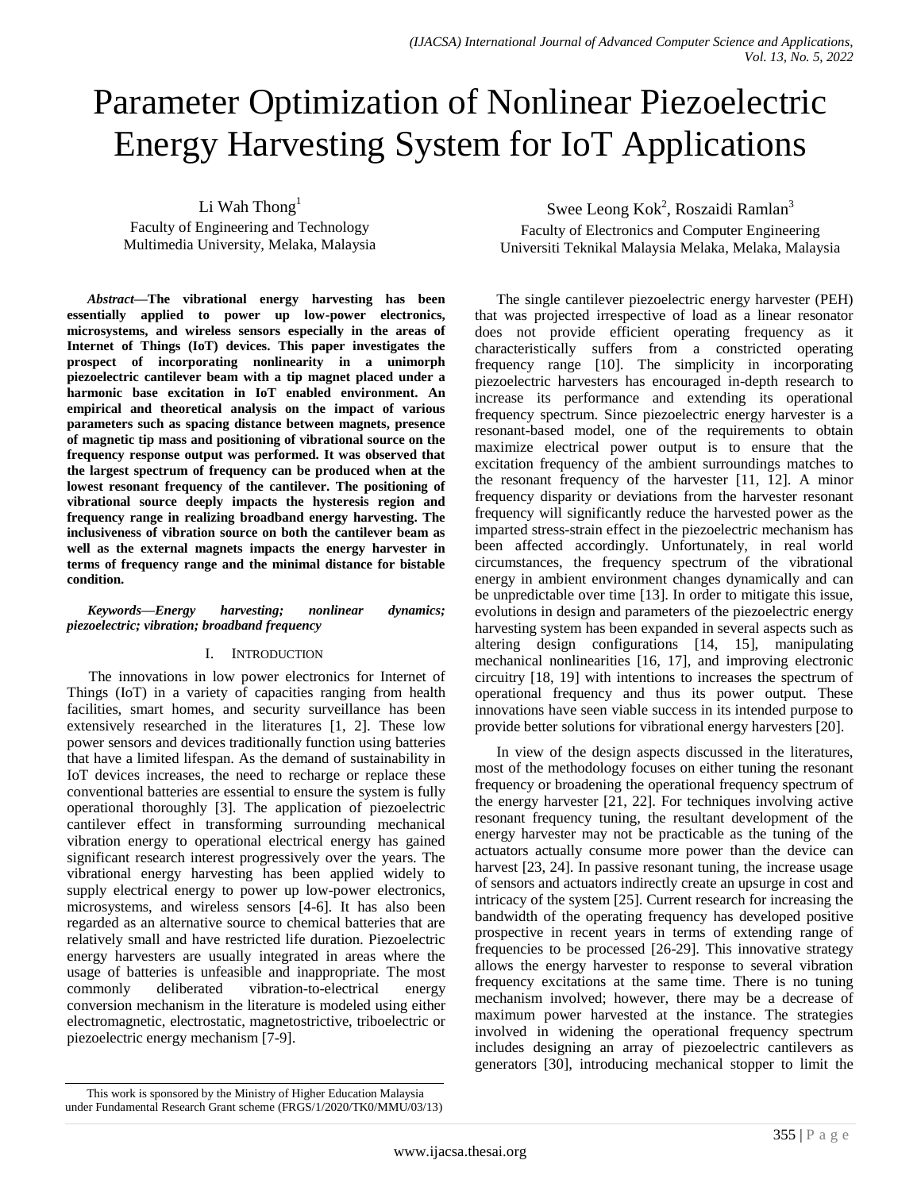# Parameter Optimization of Nonlinear Piezoelectric Energy Harvesting System for IoT Applications

Li Wah Thong[1]
Faculty of Engineering and Technology
Multimedia University, Melaka, Malaysia

Swee Leong Kok[2], Roszaidi Ramlan[3]
Faculty of Electronics and Computer Engineering
Universiti Teknikal Malaysia Melaka, Melaka, Malaysia

***Abstract*—The vibrational energy harvesting has been essentially applied to power up low-power electronics, microsystems, and wireless sensors especially in the areas of Internet of Things (IoT) devices. This paper investigates the prospect of incorporating nonlinearity in a unimorph piezoelectric cantilever beam with a tip magnet placed under a harmonic base excitation in IoT enabled environment. An empirical and theoretical analysis on the impact of various parameters such as spacing distance between magnets, presence of magnetic tip mass and positioning of vibrational source on the frequency response output was performed. It was observed that the largest spectrum of frequency can be produced when at the lowest resonant frequency of the cantilever. The positioning of vibrational source deeply impacts the hysteresis region and frequency range in realizing broadband energy harvesting. The inclusiveness of vibration source on both the cantilever beam as well as the external magnets impacts the energy harvester in terms of frequency range and the minimal distance for bistable condition.**

***Keywords*—*Energy harvesting; nonlinear dynamics; piezoelectric; vibration; broadband frequency***

## I. Introduction

The innovations in low power electronics for Internet of Things (IoT) in a variety of capacities ranging from health facilities, smart homes, and security surveillance has been extensively researched in the literatures [1, 2]. These low power sensors and devices traditionally function using batteries that have a limited lifespan. As the demand of sustainability in IoT devices increases, the need to recharge or replace these conventional batteries are essential to ensure the system is fully operational thoroughly [3]. The application of piezoelectric cantilever effect in transforming surrounding mechanical vibration energy to operational electrical energy has gained significant research interest progressively over the years. The vibrational energy harvesting has been applied widely to supply electrical energy to power up low-power electronics, microsystems, and wireless sensors [4-6]. It has also been regarded as an alternative source to chemical batteries that are relatively small and have restricted life duration. Piezoelectric energy harvesters are usually integrated in areas where the usage of batteries is unfeasible and inappropriate. The most commonly deliberated vibration-to-electrical energy conversion mechanism in the literature is modeled using either electromagnetic, electrostatic, magnetostrictive, triboelectric or piezoelectric energy mechanism [7-9].

The single cantilever piezoelectric energy harvester (PEH) that was projected irrespective of load as a linear resonator does not provide efficient operating frequency as it characteristically suffers from a constricted operating frequency range [10]. The simplicity in incorporating piezoelectric harvesters has encouraged in-depth research to increase its performance and extending its operational frequency spectrum. Since piezoelectric energy harvester is a resonant-based model, one of the requirements to obtain maximize electrical power output is to ensure that the excitation frequency of the ambient surroundings matches to the resonant frequency of the harvester [11, 12]. A minor frequency disparity or deviations from the harvester resonant frequency will significantly reduce the harvested power as the imparted stress-strain effect in the piezoelectric mechanism has been affected accordingly. Unfortunately, in real world circumstances, the frequency spectrum of the vibrational energy in ambient environment changes dynamically and can be unpredictable over time [13]. In order to mitigate this issue, evolutions in design and parameters of the piezoelectric energy harvesting system has been expanded in several aspects such as altering design configurations [14, 15], manipulating mechanical nonlinearities [16, 17], and improving electronic circuitry [18, 19] with intentions to increases the spectrum of operational frequency and thus its power output. These innovations have seen viable success in its intended purpose to provide better solutions for vibrational energy harvesters [20].

In view of the design aspects discussed in the literatures, most of the methodology focuses on either tuning the resonant frequency or broadening the operational frequency spectrum of the energy harvester [21, 22]. For techniques involving active resonant frequency tuning, the resultant development of the energy harvester may not be practicable as the tuning of the actuators actually consume more power than the device can harvest [23, 24]. In passive resonant tuning, the increase usage of sensors and actuators indirectly create an upsurge in cost and intricacy of the system [25]. Current research for increasing the bandwidth of the operating frequency has developed positive prospective in recent years in terms of extending range of frequencies to be processed [26-29]. This innovative strategy allows the energy harvester to response to several vibration frequency excitations at the same time. There is no tuning mechanism involved; however, there may be a decrease of maximum power harvested at the instance. The strategies involved in widening the operational frequency spectrum includes designing an array of piezoelectric cantilevers as generators [30], introducing mechanical stopper to limit the

This work is sponsored by the Ministry of Higher Education Malaysia under Fundamental Research Grant scheme (FRGS/1/2020/TK0/MMU/03/13)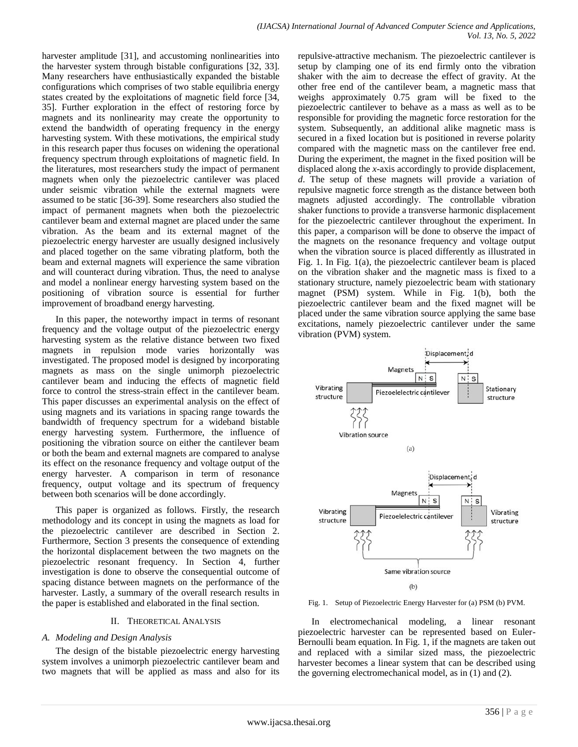harvester amplitude [31], and accustoming nonlinearities into the harvester system through bistable configurations [32, 33]. Many researchers have enthusiastically expanded the bistable configurations which comprises of two stable equilibria energy states created by the exploitations of magnetic field force [34, 35]. Further exploration in the effect of restoring force by magnets and its nonlinearity may create the opportunity to extend the bandwidth of operating frequency in the energy harvesting system. With these motivations, the empirical study in this research paper thus focuses on widening the operational frequency spectrum through exploitations of magnetic field. In the literatures, most researchers study the impact of permanent magnets when only the piezoelectric cantilever was placed under seismic vibration while the external magnets were assumed to be static [36-39]. Some researchers also studied the impact of permanent magnets when both the piezoelectric cantilever beam and external magnet are placed under the same vibration. As the beam and its external magnet of the piezoelectric energy harvester are usually designed inclusively and placed together on the same vibrating platform, both the beam and external magnets will experience the same vibration and will counteract during vibration. Thus, the need to analyse and model a nonlinear energy harvesting system based on the positioning of vibration source is essential for further improvement of broadband energy harvesting.

In this paper, the noteworthy impact in terms of resonant frequency and the voltage output of the piezoelectric energy harvesting system as the relative distance between two fixed magnets in repulsion mode varies horizontally was investigated. The proposed model is designed by incorporating magnets as mass on the single unimorph piezoelectric cantilever beam and inducing the effects of magnetic field force to control the stress-strain effect in the cantilever beam. This paper discusses an experimental analysis on the effect of using magnets and its variations in spacing range towards the bandwidth of frequency spectrum for a wideband bistable energy harvesting system. Furthermore, the influence of positioning the vibration source on either the cantilever beam or both the beam and external magnets are compared to analyse its effect on the resonance frequency and voltage output of the energy harvester. A comparison in term of resonance frequency, output voltage and its spectrum of frequency between both scenarios will be done accordingly.

This paper is organized as follows. Firstly, the research methodology and its concept in using the magnets as load for the piezoelectric cantilever are described in Section 2. Furthermore, Section 3 presents the consequence of extending the horizontal displacement between the two magnets on the piezoelectric resonant frequency. In Section 4, further investigation is done to observe the consequential outcome of spacing distance between magnets on the performance of the harvester. Lastly, a summary of the overall research results in the paper is established and elaborated in the final section.

## II. Theoretical Analysis

### A. Modeling and Design Analysis

The design of the bistable piezoelectric energy harvesting system involves a unimorph piezoelectric cantilever beam and two magnets that will be applied as mass and also for its repulsive-attractive mechanism. The piezoelectric cantilever is setup by clamping one of its end firmly onto the vibration shaker with the aim to decrease the effect of gravity. At the other free end of the cantilever beam, a magnetic mass that weighs approximately 0.75 gram will be fixed to the piezoelectric cantilever to behave as a mass as well as to be responsible for providing the magnetic force restoration for the system. Subsequently, an additional alike magnetic mass is secured in a fixed location but is positioned in reverse polarity compared with the magnetic mass on the cantilever free end. During the experiment, the magnet in the fixed position will be displaced along the *x*-axis accordingly to provide displacement, *d*. The setup of these magnets will provide a variation of repulsive magnetic force strength as the distance between both magnets adjusted accordingly. The controllable vibration shaker functions to provide a transverse harmonic displacement for the piezoelectric cantilever throughout the experiment. In this paper, a comparison will be done to observe the impact of the magnets on the resonance frequency and voltage output when the vibration source is placed differently as illustrated in Fig. 1. In Fig. 1(a), the piezoelectric cantilever beam is placed on the vibration shaker and the magnetic mass is fixed to a stationary structure, namely piezoelectric beam with stationary magnet (PSM) system. While in Fig. 1(b), both the piezoelectric cantilever beam and the fixed magnet will be placed under the same vibration source applying the same base excitations, namely piezoelectric cantilever under the same vibration (PVM) system.

Fig. 1. Setup of Piezoelectric Energy Harvester for (a) PSM (b) PVM.

In electromechanical modeling, a linear resonant piezoelectric harvester can be represented based on Euler-Bernoulli beam equation. In Fig. 1, if the magnets are taken out and replaced with a similar sized mass, the piezoelectric harvester becomes a linear system that can be described using the governing electromechanical model, as in (1) and (2).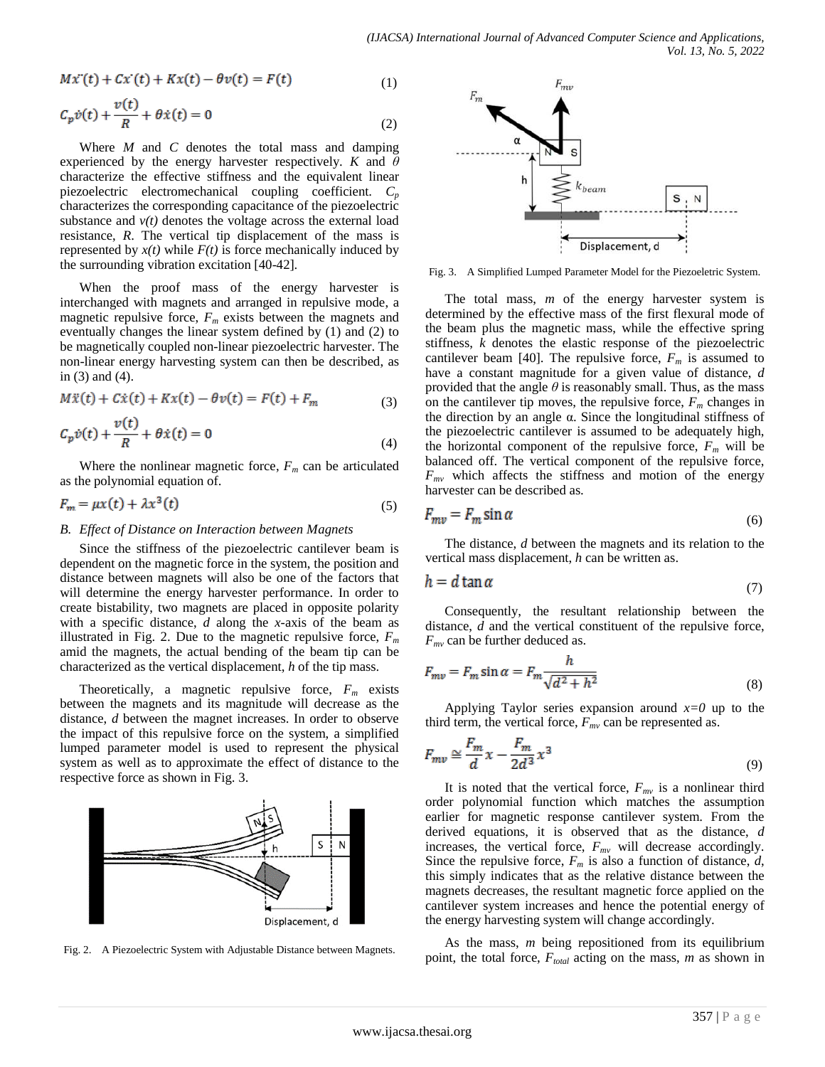$$M\ddot{x}(t) + C\dot{x}(t) + Kx(t) - \theta v(t) = F(t) \quad (1)$$

$$C_p\dot{v}(t) + \frac{v(t)}{R} + \theta\dot{x}(t) = 0 \quad (2)$$

Where $M$ and $C$ denotes the total mass and damping experienced by the energy harvester respectively. $K$ and $\theta$ characterize the effective stiffness and the equivalent linear piezoelectric electromechanical coupling coefficient. $C_p$ characterizes the corresponding capacitance of the piezoelectric substance and $v(t)$ denotes the voltage across the external load resistance, $R$. The vertical tip displacement of the mass is represented by $x(t)$ while $F(t)$ is force mechanically induced by the surrounding vibration excitation [40-42].

When the proof mass of the energy harvester is interchanged with magnets and arranged in repulsive mode, a magnetic repulsive force, $F_m$ exists between the magnets and eventually changes the linear system defined by (1) and (2) to be magnetically coupled non-linear piezoelectric harvester. The non-linear energy harvesting system can then be described, as in (3) and (4).

$$M\ddot{x}(t) + C\dot{x}(t) + Kx(t) - \theta v(t) = F(t) + F_m \quad (3)$$

$$C_p\dot{v}(t) + \frac{v(t)}{R} + \theta\dot{x}(t) = 0 \quad (4)$$

Where the nonlinear magnetic force, $F_m$ can be articulated as the polynomial equation of.

$$F_m = \mu x(t) + \lambda x^3(t) \quad (5)$$

### *B. Effect of Distance on Interaction between Magnets*

Since the stiffness of the piezoelectric cantilever beam is dependent on the magnetic force in the system, the position and distance between magnets will also be one of the factors that will determine the energy harvester performance. In order to create bistability, two magnets are placed in opposite polarity with a specific distance, $d$ along the $x$-axis of the beam as illustrated in Fig. 2. Due to the magnetic repulsive force, $F_m$ amid the magnets, the actual bending of the beam tip can be characterized as the vertical displacement, $h$ of the tip mass.

Theoretically, a magnetic repulsive force, $F_m$ exists between the magnets and its magnitude will decrease as the distance, $d$ between the magnet increases. In order to observe the impact of this repulsive force on the system, a simplified lumped parameter model is used to represent the physical system as well as to approximate the effect of distance to the respective force as shown in Fig. 3.

Fig. 2. A Piezoelectric System with Adjustable Distance between Magnets.

Fig. 3. A Simplified Lumped Parameter Model for the Piezoeletric System.

The total mass, $m$ of the energy harvester system is determined by the effective mass of the first flexural mode of the beam plus the magnetic mass, while the effective spring stiffness, $k$ denotes the elastic response of the piezoelectric cantilever beam [40]. The repulsive force, $F_m$ is assumed to have a constant magnitude for a given value of distance, $d$ provided that the angle $\theta$ is reasonably small. Thus, as the mass on the cantilever tip moves, the repulsive force, $F_m$ changes in the direction by an angle $\alpha$. Since the longitudinal stiffness of the piezoelectric cantilever is assumed to be adequately high, the horizontal component of the repulsive force, $F_m$ will be balanced off. The vertical component of the repulsive force, $F_{mv}$ which affects the stiffness and motion of the energy harvester can be described as.

$$F_{mv} = F_m \sin\alpha \quad (6)$$

The distance, $d$ between the magnets and its relation to the vertical mass displacement, $h$ can be written as.

$$h = d\tan\alpha \quad (7)$$

Consequently, the resultant relationship between the distance, $d$ and the vertical constituent of the repulsive force, $F_{mv}$ can be further deduced as.

$$F_{mv} = F_m \sin\alpha = F_m \frac{h}{\sqrt{d^2 + h^2}} \quad (8)$$

Applying Taylor series expansion around $x=0$ up to the third term, the vertical force, $F_{mv}$ can be represented as.

$$F_{mv} \cong \frac{F_m}{d}x - \frac{F_m}{2d^3}x^3 \quad (9)$$

It is noted that the vertical force, $F_{mv}$ is a nonlinear third order polynomial function which matches the assumption earlier for magnetic response cantilever system. From the derived equations, it is observed that as the distance, $d$ increases, the vertical force, $F_{mv}$ will decrease accordingly. Since the repulsive force, $F_m$ is also a function of distance, $d$, this simply indicates that as the relative distance between the magnets decreases, the resultant magnetic force applied on the cantilever system increases and hence the potential energy of the energy harvesting system will change accordingly.

As the mass, $m$ being repositioned from its equilibrium point, the total force, $F_{total}$ acting on the mass, $m$ as shown in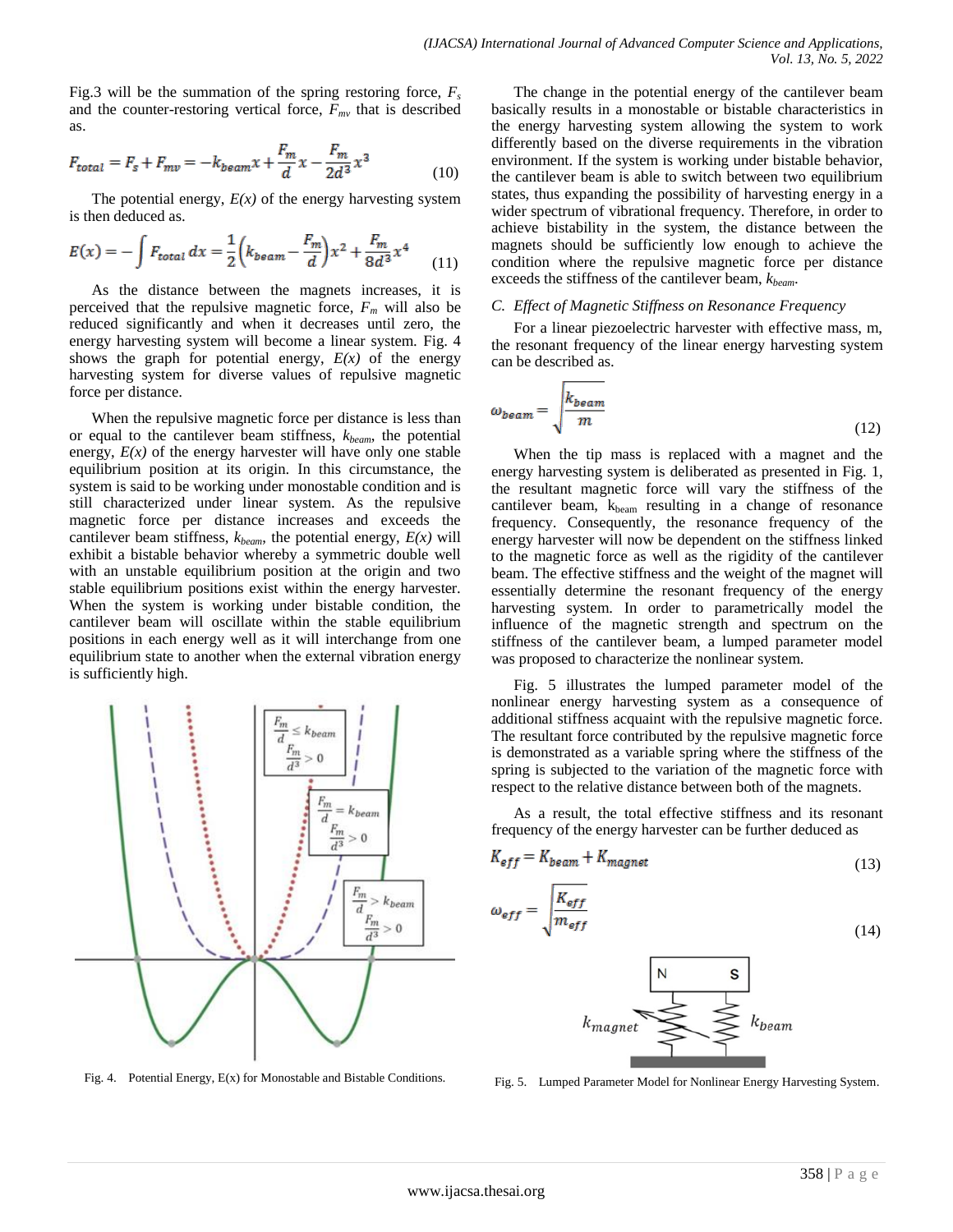Fig.3 will be the summation of the spring restoring force, $F_s$ and the counter-restoring vertical force, $F_{mv}$ that is described as.

$$F_{total} = F_s + F_{mv} = -k_{beam}x + \frac{F_m}{d}x - \frac{F_m}{2d^3}x^3 \tag{10}$$

The potential energy, $E(x)$ of the energy harvesting system is then deduced as.

$$E(x) = -\int F_{total}\,dx = \frac{1}{2}\left(k_{beam} - \frac{F_m}{d}\right)x^2 + \frac{F_m}{8d^3}x^4 \tag{11}$$

As the distance between the magnets increases, it is perceived that the repulsive magnetic force, $F_m$ will also be reduced significantly and when it decreases until zero, the energy harvesting system will become a linear system. Fig. 4 shows the graph for potential energy, $E(x)$ of the energy harvesting system for diverse values of repulsive magnetic force per distance.

When the repulsive magnetic force per distance is less than or equal to the cantilever beam stiffness, $k_{beam}$, the potential energy, $E(x)$ of the energy harvester will have only one stable equilibrium position at its origin. In this circumstance, the system is said to be working under monostable condition and is still characterized under linear system. As the repulsive magnetic force per distance increases and exceeds the cantilever beam stiffness, $k_{beam}$, the potential energy, $E(x)$ will exhibit a bistable behavior whereby a symmetric double well with an unstable equilibrium position at the origin and two stable equilibrium positions exist within the energy harvester. When the system is working under bistable condition, the cantilever beam will oscillate within the stable equilibrium positions in each energy well as it will interchange from one equilibrium state to another when the external vibration energy is sufficiently high.

$\frac{F_m}{d} \leq k_{beam}$, $\frac{F_m}{d^3} > 0$

$\frac{F_m}{d} = k_{beam}$, $\frac{F_m}{d^3} > 0$

$\frac{F_m}{d} > k_{beam}$, $\frac{F_m}{d^3} > 0$

Fig. 4. Potential Energy, E(x) for Monostable and Bistable Conditions.

The change in the potential energy of the cantilever beam basically results in a monostable or bistable characteristics in the energy harvesting system allowing the system to work differently based on the diverse requirements in the vibration environment. If the system is working under bistable behavior, the cantilever beam is able to switch between two equilibrium states, thus expanding the possibility of harvesting energy in a wider spectrum of vibrational frequency. Therefore, in order to achieve bistability in the system, the distance between the magnets should be sufficiently low enough to achieve the condition where the repulsive magnetic force per distance exceeds the stiffness of the cantilever beam, $k_{beam}$.

### C. Effect of Magnetic Stiffness on Resonance Frequency

For a linear piezoelectric harvester with effective mass, m, the resonant frequency of the linear energy harvesting system can be described as.

$$\omega_{beam} = \sqrt{\frac{k_{beam}}{m}} \tag{12}$$

When the tip mass is replaced with a magnet and the energy harvesting system is deliberated as presented in Fig. 1, the resultant magnetic force will vary the stiffness of the cantilever beam, $k_{beam}$ resulting in a change of resonance frequency. Consequently, the resonance frequency of the energy harvester will now be dependent on the stiffness linked to the magnetic force as well as the rigidity of the cantilever beam. The effective stiffness and the weight of the magnet will essentially determine the resonant frequency of the energy harvesting system. In order to parametrically model the influence of the magnetic strength and spectrum on the stiffness of the cantilever beam, a lumped parameter model was proposed to characterize the nonlinear system.

Fig. 5 illustrates the lumped parameter model of the nonlinear energy harvesting system as a consequence of additional stiffness acquaint with the repulsive magnetic force. The resultant force contributed by the repulsive magnetic force is demonstrated as a variable spring where the stiffness of the spring is subjected to the variation of the magnetic force with respect to the relative distance between both of the magnets.

As a result, the total effective stiffness and its resonant frequency of the energy harvester can be further deduced as

$$K_{eff} = K_{beam} + K_{magnet} \tag{13}$$

$$\omega_{eff} = \sqrt{\frac{K_{eff}}{m_{eff}}} \tag{14}$$

Fig. 5. Lumped Parameter Model for Nonlinear Energy Harvesting System.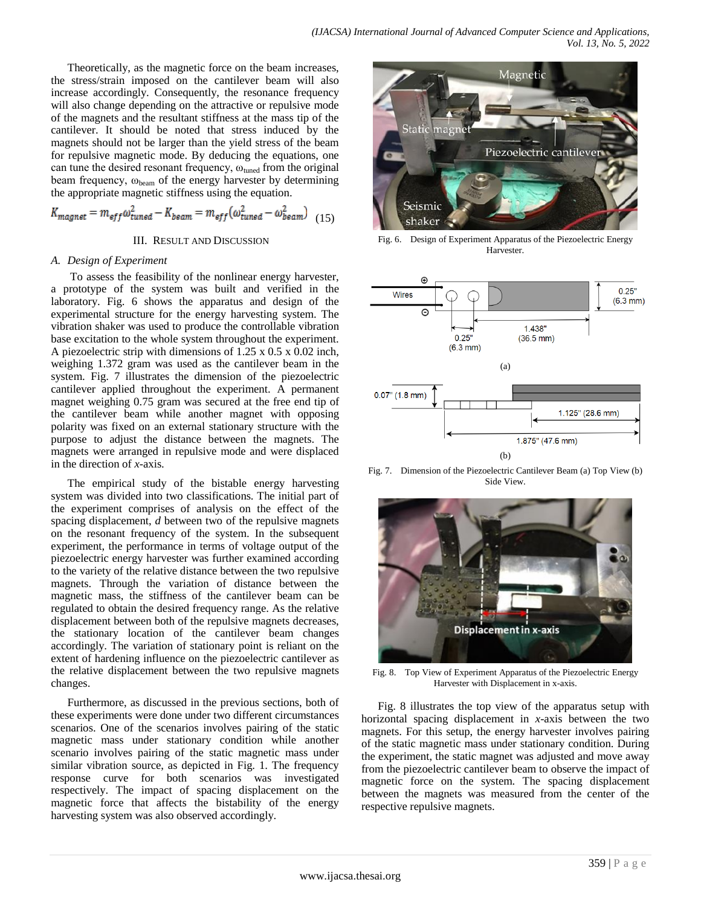Theoretically, as the magnetic force on the beam increases, the stress/strain imposed on the cantilever beam will also increase accordingly. Consequently, the resonance frequency will also change depending on the attractive or repulsive mode of the magnets and the resultant stiffness at the mass tip of the cantilever. It should be noted that stress induced by the magnets should not be larger than the yield stress of the beam for repulsive magnetic mode. By deducing the equations, one can tune the desired resonant frequency, $\omega_{tuned}$ from the original beam frequency, $\omega_{beam}$ of the energy harvester by determining the appropriate magnetic stiffness using the equation.

$$K_{magnet} = m_{eff}\omega_{tuned}^2 - K_{beam} = m_{eff}(\omega_{tuned}^2 - \omega_{beam}^2) \quad (15)$$

## III. Result and Discussion

### A. Design of Experiment

To assess the feasibility of the nonlinear energy harvester, a prototype of the system was built and verified in the laboratory. Fig. 6 shows the apparatus and design of the experimental structure for the energy harvesting system. The vibration shaker was used to produce the controllable vibration base excitation to the whole system throughout the experiment. A piezoelectric strip with dimensions of 1.25 x 0.5 x 0.02 inch, weighing 1.372 gram was used as the cantilever beam in the system. Fig. 7 illustrates the dimension of the piezoelectric cantilever applied throughout the experiment. A permanent magnet weighing 0.75 gram was secured at the free end tip of the cantilever beam while another magnet with opposing polarity was fixed on an external stationary structure with the purpose to adjust the distance between the magnets. The magnets were arranged in repulsive mode and were displaced in the direction of *x*-axis.

The empirical study of the bistable energy harvesting system was divided into two classifications. The initial part of the experiment comprises of analysis on the effect of the spacing displacement, *d* between two of the repulsive magnets on the resonant frequency of the system. In the subsequent experiment, the performance in terms of voltage output of the piezoelectric energy harvester was further examined according to the variety of the relative distance between the two repulsive magnets. Through the variation of distance between the magnetic mass, the stiffness of the cantilever beam can be regulated to obtain the desired frequency range. As the relative displacement between both of the repulsive magnets decreases, the stationary location of the cantilever beam changes accordingly. The variation of stationary point is reliant on the extent of hardening influence on the piezoelectric cantilever as the relative displacement between the two repulsive magnets changes.

Furthermore, as discussed in the previous sections, both of these experiments were done under two different circumstances scenarios. One of the scenarios involves pairing of the static magnetic mass under stationary condition while another scenario involves pairing of the static magnetic mass under similar vibration source, as depicted in Fig. 1. The frequency response curve for both scenarios was investigated respectively. The impact of spacing displacement on the magnetic force that affects the bistability of the energy harvesting system was also observed accordingly.

Fig. 6. Design of Experiment Apparatus of the Piezoelectric Energy Harvester.

Fig. 7. Dimension of the Piezoelectric Cantilever Beam (a) Top View (b) Side View.

Fig. 8. Top View of Experiment Apparatus of the Piezoelectric Energy Harvester with Displacement in x-axis.

Fig. 8 illustrates the top view of the apparatus setup with horizontal spacing displacement in *x*-axis between the two magnets. For this setup, the energy harvester involves pairing of the static magnetic mass under stationary condition. During the experiment, the static magnet was adjusted and move away from the piezoelectric cantilever beam to observe the impact of magnetic force on the system. The spacing displacement between the magnets was measured from the center of the respective repulsive magnets.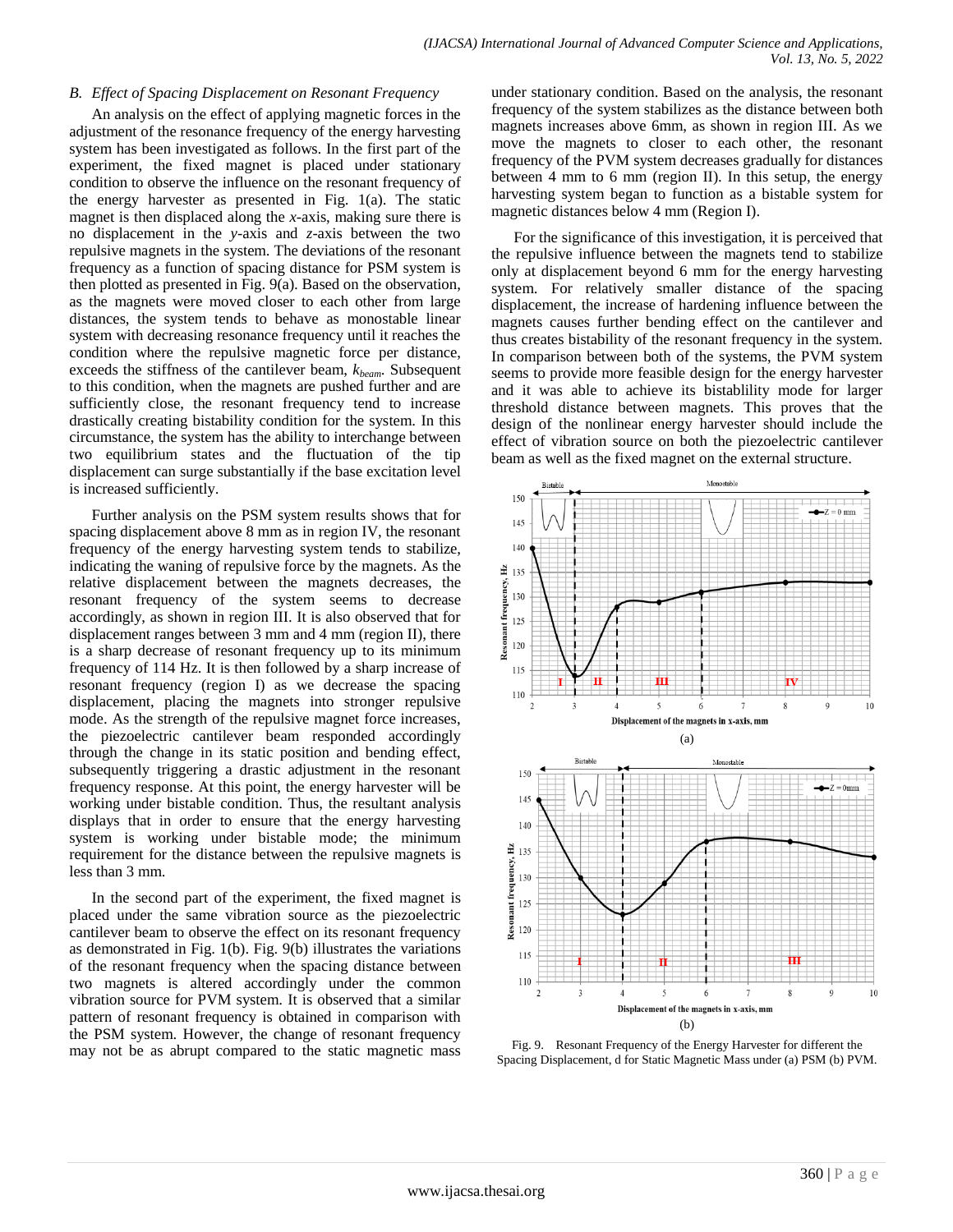### B. *Effect of Spacing Displacement on Resonant Frequency*

An analysis on the effect of applying magnetic forces in the adjustment of the resonance frequency of the energy harvesting system has been investigated as follows. In the first part of the experiment, the fixed magnet is placed under stationary condition to observe the influence on the resonant frequency of the energy harvester as presented in Fig. 1(a). The static magnet is then displaced along the *x*-axis, making sure there is no displacement in the *y*-axis and *z*-axis between the two repulsive magnets in the system. The deviations of the resonant frequency as a function of spacing distance for PSM system is then plotted as presented in Fig. 9(a). Based on the observation, as the magnets were moved closer to each other from large distances, the system tends to behave as monostable linear system with decreasing resonance frequency until it reaches the condition where the repulsive magnetic force per distance, exceeds the stiffness of the cantilever beam, $k_{beam}$. Subsequent to this condition, when the magnets are pushed further and are sufficiently close, the resonant frequency tend to increase drastically creating bistability condition for the system. In this circumstance, the system has the ability to interchange between two equilibrium states and the fluctuation of the tip displacement can surge substantially if the base excitation level is increased sufficiently.

Further analysis on the PSM system results shows that for spacing displacement above 8 mm as in region IV, the resonant frequency of the energy harvesting system tends to stabilize, indicating the waning of repulsive force by the magnets. As the relative displacement between the magnets decreases, the resonant frequency of the system seems to decrease accordingly, as shown in region III. It is also observed that for displacement ranges between 3 mm and 4 mm (region II), there is a sharp decrease of resonant frequency up to its minimum frequency of 114 Hz. It is then followed by a sharp increase of resonant frequency (region I) as we decrease the spacing displacement, placing the magnets into stronger repulsive mode. As the strength of the repulsive magnet force increases, the piezoelectric cantilever beam responded accordingly through the change in its static position and bending effect, subsequently triggering a drastic adjustment in the resonant frequency response. At this point, the energy harvester will be working under bistable condition. Thus, the resultant analysis displays that in order to ensure that the energy harvesting system is working under bistable mode; the minimum requirement for the distance between the repulsive magnets is less than 3 mm.

In the second part of the experiment, the fixed magnet is placed under the same vibration source as the piezoelectric cantilever beam to observe the effect on its resonant frequency as demonstrated in Fig. 1(b). Fig. 9(b) illustrates the variations of the resonant frequency when the spacing distance between two magnets is altered accordingly under the common vibration source for PVM system. It is observed that a similar pattern of resonant frequency is obtained in comparison with the PSM system. However, the change of resonant frequency may not be as abrupt compared to the static magnetic mass under stationary condition. Based on the analysis, the resonant frequency of the system stabilizes as the distance between both magnets increases above 6mm, as shown in region III. As we move the magnets to closer to each other, the resonant frequency of the PVM system decreases gradually for distances between 4 mm to 6 mm (region II). In this setup, the energy harvesting system began to function as a bistable system for magnetic distances below 4 mm (Region I).

For the significance of this investigation, it is perceived that the repulsive influence between the magnets tend to stabilize only at displacement beyond 6 mm for the energy harvesting system. For relatively smaller distance of the spacing displacement, the increase of hardening influence between the magnets causes further bending effect on the cantilever and thus creates bistability of the resonant frequency in the system. In comparison between both of the systems, the PVM system seems to provide more feasible design for the energy harvester and it was able to achieve its bistablility mode for larger threshold distance between magnets. This proves that the design of the nonlinear energy harvester should include the effect of vibration source on both the piezoelectric cantilever beam as well as the fixed magnet on the external structure.

(a)

(b)

Fig. 9. Resonant Frequency of the Energy Harvester for different the Spacing Displacement, d for Static Magnetic Mass under (a) PSM (b) PVM.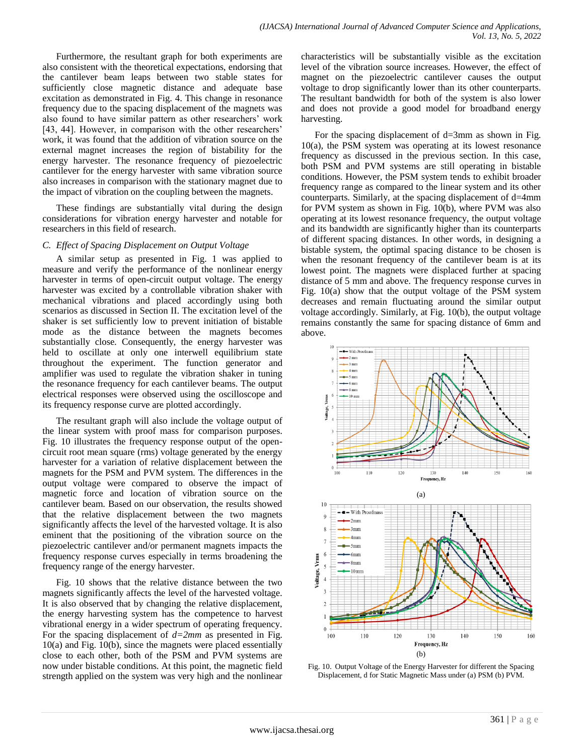Furthermore, the resultant graph for both experiments are also consistent with the theoretical expectations, endorsing that the cantilever beam leaps between two stable states for sufficiently close magnetic distance and adequate base excitation as demonstrated in Fig. 4. This change in resonance frequency due to the spacing displacement of the magnets was also found to have similar pattern as other researchers' work [43, 44]. However, in comparison with the other researchers' work, it was found that the addition of vibration source on the external magnet increases the region of bistability for the energy harvester. The resonance frequency of piezoelectric cantilever for the energy harvester with same vibration source also increases in comparison with the stationary magnet due to the impact of vibration on the coupling between the magnets.

These findings are substantially vital during the design considerations for vibration energy harvester and notable for researchers in this field of research.

### *C. Effect of Spacing Displacement on Output Voltage*

A similar setup as presented in Fig. 1 was applied to measure and verify the performance of the nonlinear energy harvester in terms of open-circuit output voltage. The energy harvester was excited by a controllable vibration shaker with mechanical vibrations and placed accordingly using both scenarios as discussed in Section II. The excitation level of the shaker is set sufficiently low to prevent initiation of bistable mode as the distance between the magnets becomes substantially close. Consequently, the energy harvester was held to oscillate at only one interwell equilibrium state throughout the experiment. The function generator and amplifier was used to regulate the vibration shaker in tuning the resonance frequency for each cantilever beams. The output electrical responses were observed using the oscilloscope and its frequency response curve are plotted accordingly.

The resultant graph will also include the voltage output of the linear system with proof mass for comparison purposes. Fig. 10 illustrates the frequency response output of the open-circuit root mean square (rms) voltage generated by the energy harvester for a variation of relative displacement between the magnets for the PSM and PVM system. The differences in the output voltage were compared to observe the impact of magnetic force and location of vibration source on the cantilever beam. Based on our observation, the results showed that the relative displacement between the two magnets significantly affects the level of the harvested voltage. It is also eminent that the positioning of the vibration source on the piezoelectric cantilever and/or permanent magnets impacts the frequency response curves especially in terms broadening the frequency range of the energy harvester.

Fig. 10 shows that the relative distance between the two magnets significantly affects the level of the harvested voltage. It is also observed that by changing the relative displacement, the energy harvesting system has the competence to harvest vibrational energy in a wider spectrum of operating frequency. For the spacing displacement of *d=2mm* as presented in Fig. 10(a) and Fig. 10(b), since the magnets were placed essentially close to each other, both of the PSM and PVM systems are now under bistable conditions. At this point, the magnetic field strength applied on the system was very high and the nonlinear characteristics will be substantially visible as the excitation level of the vibration source increases. However, the effect of magnet on the piezoelectric cantilever causes the output voltage to drop significantly lower than its other counterparts. The resultant bandwidth for both of the system is also lower and does not provide a good model for broadband energy harvesting.

For the spacing displacement of d=3mm as shown in Fig. 10(a), the PSM system was operating at its lowest resonance frequency as discussed in the previous section. In this case, both PSM and PVM systems are still operating in bistable conditions. However, the PSM system tends to exhibit broader frequency range as compared to the linear system and its other counterparts. Similarly, at the spacing displacement of d=4mm for PVM system as shown in Fig. 10(b), where PVM was also operating at its lowest resonance frequency, the output voltage and its bandwidth are significantly higher than its counterparts of different spacing distances. In other words, in designing a bistable system, the optimal spacing distance to be chosen is when the resonant frequency of the cantilever beam is at its lowest point. The magnets were displaced further at spacing distance of 5 mm and above. The frequency response curves in Fig. 10(a) show that the output voltage of the PSM system decreases and remain fluctuating around the similar output voltage accordingly. Similarly, at Fig. 10(b), the output voltage remains constantly the same for spacing distance of 6mm and above.

Fig. 10. Output Voltage of the Energy Harvester for different the Spacing Displacement, d for Static Magnetic Mass under (a) PSM (b) PVM.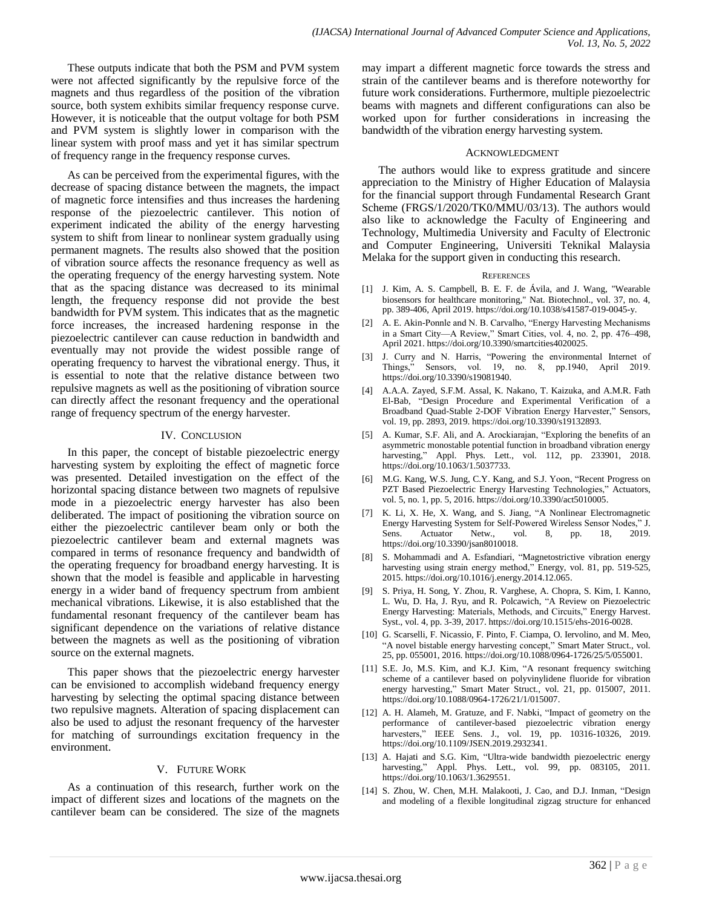These outputs indicate that both the PSM and PVM system were not affected significantly by the repulsive force of the magnets and thus regardless of the position of the vibration source, both system exhibits similar frequency response curve. However, it is noticeable that the output voltage for both PSM and PVM system is slightly lower in comparison with the linear system with proof mass and yet it has similar spectrum of frequency range in the frequency response curves.

As can be perceived from the experimental figures, with the decrease of spacing distance between the magnets, the impact of magnetic force intensifies and thus increases the hardening response of the piezoelectric cantilever. This notion of experiment indicated the ability of the energy harvesting system to shift from linear to nonlinear system gradually using permanent magnets. The results also showed that the position of vibration source affects the resonance frequency as well as the operating frequency of the energy harvesting system. Note that as the spacing distance was decreased to its minimal length, the frequency response did not provide the best bandwidth for PVM system. This indicates that as the magnetic force increases, the increased hardening response in the piezoelectric cantilever can cause reduction in bandwidth and eventually may not provide the widest possible range of operating frequency to harvest the vibrational energy. Thus, it is essential to note that the relative distance between two repulsive magnets as well as the positioning of vibration source can directly affect the resonant frequency and the operational range of frequency spectrum of the energy harvester.

## IV. Conclusion

In this paper, the concept of bistable piezoelectric energy harvesting system by exploiting the effect of magnetic force was presented. Detailed investigation on the effect of the horizontal spacing distance between two magnets of repulsive mode in a piezoelectric energy harvester has also been deliberated. The impact of positioning the vibration source on either the piezoelectric cantilever beam only or both the piezoelectric cantilever beam and external magnets was compared in terms of resonance frequency and bandwidth of the operating frequency for broadband energy harvesting. It is shown that the model is feasible and applicable in harvesting energy in a wider band of frequency spectrum from ambient mechanical vibrations. Likewise, it is also established that the fundamental resonant frequency of the cantilever beam has significant dependence on the variations of relative distance between the magnets as well as the positioning of vibration source on the external magnets.

This paper shows that the piezoelectric energy harvester can be envisioned to accomplish wideband frequency energy harvesting by selecting the optimal spacing distance between two repulsive magnets. Alteration of spacing displacement can also be used to adjust the resonant frequency of the harvester for matching of surroundings excitation frequency in the environment.

## V. Future Work

As a continuation of this research, further work on the impact of different sizes and locations of the magnets on the cantilever beam can be considered. The size of the magnets may impart a different magnetic force towards the stress and strain of the cantilever beams and is therefore noteworthy for future work considerations. Furthermore, multiple piezoelectric beams with magnets and different configurations can also be worked upon for further considerations in increasing the bandwidth of the vibration energy harvesting system.

## Acknowledgment

The authors would like to express gratitude and sincere appreciation to the Ministry of Higher Education of Malaysia for the financial support through Fundamental Research Grant Scheme (FRGS/1/2020/TK0/MMU/03/13). The authors would also like to acknowledge the Faculty of Engineering and Technology, Multimedia University and Faculty of Electronic and Computer Engineering, Universiti Teknikal Malaysia Melaka for the support given in conducting this research.

## References

[1] J. Kim, A. S. Campbell, B. E. F. de Ávila, and J. Wang, "Wearable biosensors for healthcare monitoring," Nat. Biotechnol., vol. 37, no. 4, pp. 389-406, April 2019. https://doi.org/10.1038/s41587-019-0045-y.

[2] A. E. Akin-Ponnle and N. B. Carvalho, "Energy Harvesting Mechanisms in a Smart City—A Review," Smart Cities, vol. 4, no. 2, pp. 476–498, April 2021. https://doi.org/10.3390/smartcities4020025.

[3] J. Curry and N. Harris, "Powering the environmental Internet of Things," Sensors, vol. 19, no. 8, pp.1940, April 2019. https://doi.org/10.3390/s19081940.

[4] A.A.A. Zayed, S.F.M. Assal, K. Nakano, T. Kaizuka, and A.M.R. Fath El-Bab, "Design Procedure and Experimental Verification of a Broadband Quad-Stable 2-DOF Vibration Energy Harvester," Sensors, vol. 19, pp. 2893, 2019. https://doi.org/10.3390/s19132893.

[5] A. Kumar, S.F. Ali, and A. Arockiarajan, "Exploring the benefits of an asymmetric monostable potential function in broadband vibration energy harvesting," Appl. Phys. Lett., vol. 112, pp. 233901, 2018. https://doi.org/10.1063/1.5037733.

[6] M.G. Kang, W.S. Jung, C.Y. Kang, and S.J. Yoon, "Recent Progress on PZT Based Piezoelectric Energy Harvesting Technologies," Actuators, vol. 5, no. 1, pp. 5, 2016. https://doi.org/10.3390/act5010005.

[7] K. Li, X. He, X. Wang, and S. Jiang, "A Nonlinear Electromagnetic Energy Harvesting System for Self-Powered Wireless Sensor Nodes," J. Sens. Actuator Netw., vol. 8, pp. 18, 2019. https://doi.org/10.3390/jsan8010018.

[8] S. Mohammadi and A. Esfandiari, "Magnetostrictive vibration energy harvesting using strain energy method," Energy, vol. 81, pp. 519-525, 2015. https://doi.org/10.1016/j.energy.2014.12.065.

[9] S. Priya, H. Song, Y. Zhou, R. Varghese, A. Chopra, S. Kim, I. Kanno, L. Wu, D. Ha, J. Ryu, and R. Polcawich, "A Review on Piezoelectric Energy Harvesting: Materials, Methods, and Circuits," Energy Harvest. Syst., vol. 4, pp. 3-39, 2017. https://doi.org/10.1515/ehs-2016-0028.

[10] G. Scarselli, F. Nicassio, F. Pinto, F. Ciampa, O. Iervolino, and M. Meo, "A novel bistable energy harvesting concept," Smart Mater Struct., vol. 25, pp. 055001, 2016. https://doi.org/10.1088/0964-1726/25/5/055001.

[11] S.E. Jo, M.S. Kim, and K.J. Kim, "A resonant frequency switching scheme of a cantilever based on polyvinylidene fluoride for vibration energy harvesting," Smart Mater Struct., vol. 21, pp. 015007, 2011. https://doi.org/10.1088/0964-1726/21/1/015007.

[12] A. H. Alameh, M. Gratuze, and F. Nabki, "Impact of geometry on the performance of cantilever-based piezoelectric vibration energy harvesters," IEEE Sens. J., vol. 19, pp. 10316-10326, 2019. https://doi.org/10.1109/JSEN.2019.2932341.

[13] A. Hajati and S.G. Kim, "Ultra-wide bandwidth piezoelectric energy harvesting," Appl. Phys. Lett., vol. 99, pp. 083105, 2011. https://doi.org/10.1063/1.3629551.

[14] S. Zhou, W. Chen, M.H. Malakooti, J. Cao, and D.J. Inman, "Design and modeling of a flexible longitudinal zigzag structure for enhanced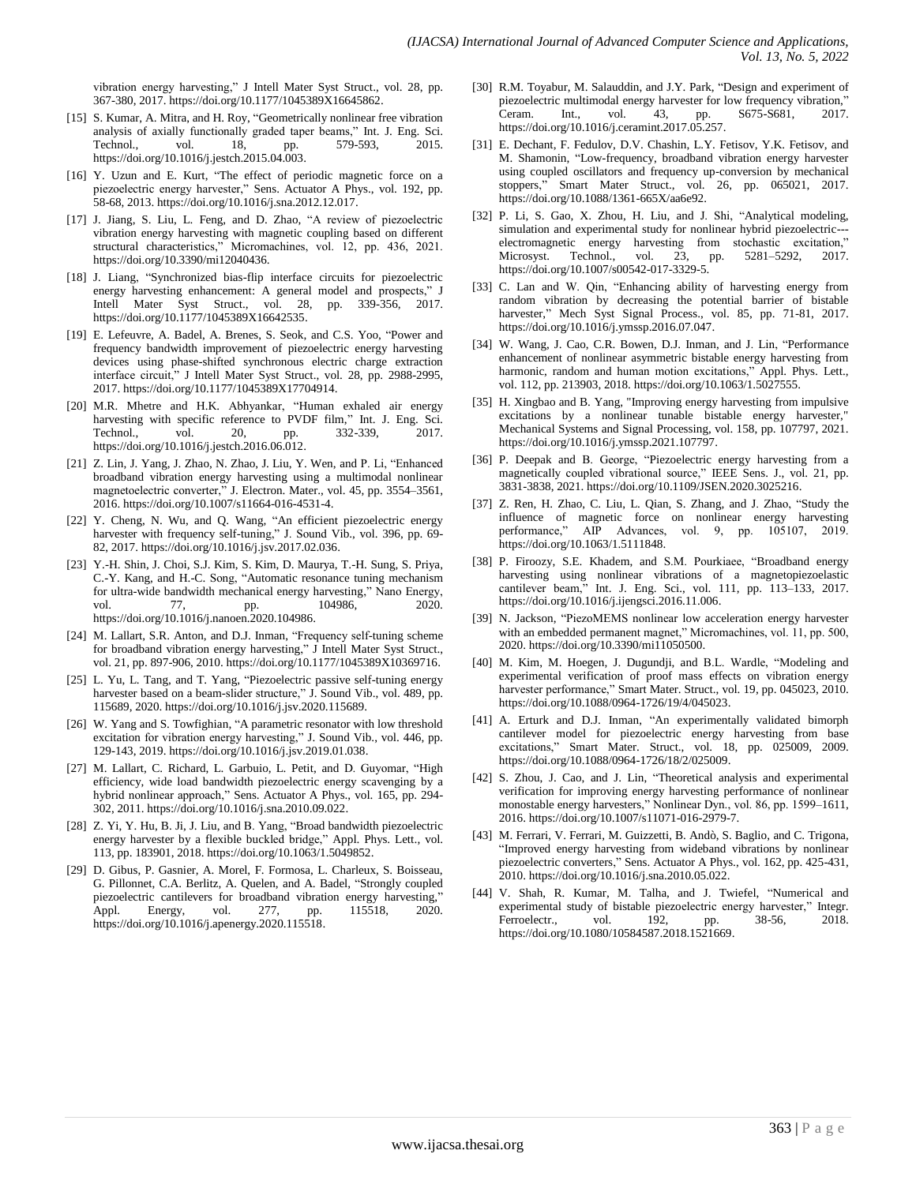vibration energy harvesting," J Intell Mater Syst Struct., vol. 28, pp. 367-380, 2017. https://doi.org/10.1177/1045389X16645862.

[15] S. Kumar, A. Mitra, and H. Roy, "Geometrically nonlinear free vibration analysis of axially functionally graded taper beams," Int. J. Eng. Sci. Technol., vol. 18, pp. 579-593, 2015. https://doi.org/10.1016/j.jestch.2015.04.003.

[16] Y. Uzun and E. Kurt, "The effect of periodic magnetic force on a piezoelectric energy harvester," Sens. Actuator A Phys., vol. 192, pp. 58-68, 2013. https://doi.org/10.1016/j.sna.2012.12.017.

[17] J. Jiang, S. Liu, L. Feng, and D. Zhao, "A review of piezoelectric vibration energy harvesting with magnetic coupling based on different structural characteristics," Micromachines, vol. 12, pp. 436, 2021. https://doi.org/10.3390/mi12040436.

[18] J. Liang, "Synchronized bias-flip interface circuits for piezoelectric energy harvesting enhancement: A general model and prospects," J Intell Mater Syst Struct., vol. 28, pp. 339-356, 2017. https://doi.org/10.1177/1045389X16642535.

[19] E. Lefeuvre, A. Badel, A. Brenes, S. Seok, and C.S. Yoo, "Power and frequency bandwidth improvement of piezoelectric energy harvesting devices using phase-shifted synchronous electric charge extraction interface circuit," J Intell Mater Syst Struct., vol. 28, pp. 2988-2995, 2017. https://doi.org/10.1177/1045389X17704914.

[20] M.R. Mhetre and H.K. Abhyankar, "Human exhaled air energy harvesting with specific reference to PVDF film," Int. J. Eng. Sci. Technol., vol. 20, pp. 332-339, 2017. https://doi.org/10.1016/j.jestch.2016.06.012.

[21] Z. Lin, J. Yang, J. Zhao, N. Zhao, J. Liu, Y. Wen, and P. Li, "Enhanced broadband vibration energy harvesting using a multimodal nonlinear magnetoelectric converter," J. Electron. Mater., vol. 45, pp. 3554–3561, 2016. https://doi.org/10.1007/s11664-016-4531-4.

[22] Y. Cheng, N. Wu, and Q. Wang, "An efficient piezoelectric energy harvester with frequency self-tuning," J. Sound Vib., vol. 396, pp. 69-82, 2017. https://doi.org/10.1016/j.jsv.2017.02.036.

[23] Y.-H. Shin, J. Choi, S.J. Kim, S. Kim, D. Maurya, T.-H. Sung, S. Priya, C.-Y. Kang, and H.-C. Song, "Automatic resonance tuning mechanism for ultra-wide bandwidth mechanical energy harvesting," Nano Energy, vol. 77, pp. 104986, 2020. https://doi.org/10.1016/j.nanoen.2020.104986.

[24] M. Lallart, S.R. Anton, and D.J. Inman, "Frequency self-tuning scheme for broadband vibration energy harvesting," J Intell Mater Syst Struct., vol. 21, pp. 897-906, 2010. https://doi.org/10.1177/1045389X10369716.

[25] L. Yu, L. Tang, and T. Yang, "Piezoelectric passive self-tuning energy harvester based on a beam-slider structure," J. Sound Vib., vol. 489, pp. 115689, 2020. https://doi.org/10.1016/j.jsv.2020.115689.

[26] W. Yang and S. Towfighian, "A parametric resonator with low threshold excitation for vibration energy harvesting," J. Sound Vib., vol. 446, pp. 129-143, 2019. https://doi.org/10.1016/j.jsv.2019.01.038.

[27] M. Lallart, C. Richard, L. Garbuio, L. Petit, and D. Guyomar, "High efficiency, wide load bandwidth piezoelectric energy scavenging by a hybrid nonlinear approach," Sens. Actuator A Phys., vol. 165, pp. 294-302, 2011. https://doi.org/10.1016/j.sna.2010.09.022.

[28] Z. Yi, Y. Hu, B. Ji, J. Liu, and B. Yang, "Broad bandwidth piezoelectric energy harvester by a flexible buckled bridge," Appl. Phys. Lett., vol. 113, pp. 183901, 2018. https://doi.org/10.1063/1.5049852.

[29] D. Gibus, P. Gasnier, A. Morel, F. Formosa, L. Charleux, S. Boisseau, G. Pillonnet, C.A. Berlitz, A. Quelen, and A. Badel, "Strongly coupled piezoelectric cantilevers for broadband vibration energy harvesting," Appl. Energy, vol. 277, pp. 115518, 2020. https://doi.org/10.1016/j.apenergy.2020.115518.

[30] R.M. Toyabur, M. Salauddin, and J.Y. Park, "Design and experiment of piezoelectric multimodal energy harvester for low frequency vibration," Ceram. Int., vol. 43, pp. S675-S681, 2017. https://doi.org/10.1016/j.ceramint.2017.05.257.

[31] E. Dechant, F. Fedulov, D.V. Chashin, L.Y. Fetisov, Y.K. Fetisov, and M. Shamonin, "Low-frequency, broadband vibration energy harvester using coupled oscillators and frequency up-conversion by mechanical stoppers," Smart Mater Struct., vol. 26, pp. 065021, 2017. https://doi.org/10.1088/1361-665X/aa6e92.

[32] P. Li, S. Gao, X. Zhou, H. Liu, and J. Shi, "Analytical modeling, simulation and experimental study for nonlinear hybrid piezoelectric---electromagnetic energy harvesting from stochastic excitation," Microsyst. Technol., vol. 23, pp. 5281–5292, 2017. https://doi.org/10.1007/s00542-017-3329-5.

[33] C. Lan and W. Qin, "Enhancing ability of harvesting energy from random vibration by decreasing the potential barrier of bistable harvester," Mech Syst Signal Process., vol. 85, pp. 71-81, 2017. https://doi.org/10.1016/j.ymssp.2016.07.047.

[34] W. Wang, J. Cao, C.R. Bowen, D.J. Inman, and J. Lin, "Performance enhancement of nonlinear asymmetric bistable energy harvesting from harmonic, random and human motion excitations," Appl. Phys. Lett., vol. 112, pp. 213903, 2018. https://doi.org/10.1063/1.5027555.

[35] H. Xingbao and B. Yang, "Improving energy harvesting from impulsive excitations by a nonlinear tunable bistable energy harvester," Mechanical Systems and Signal Processing, vol. 158, pp. 107797, 2021. https://doi.org/10.1016/j.ymssp.2021.107797.

[36] P. Deepak and B. George, "Piezoelectric energy harvesting from a magnetically coupled vibrational source," IEEE Sens. J., vol. 21, pp. 3831-3838, 2021. https://doi.org/10.1109/JSEN.2020.3025216.

[37] Z. Ren, H. Zhao, C. Liu, L. Qian, S. Zhang, and J. Zhao, "Study the influence of magnetic force on nonlinear energy harvesting performance," AIP Advances, vol. 9, pp. 105107, 2019. https://doi.org/10.1063/1.5111848.

[38] P. Firoozy, S.E. Khadem, and S.M. Pourkiaee, "Broadband energy harvesting using nonlinear vibrations of a magnetopiezoelastic cantilever beam," Int. J. Eng. Sci., vol. 111, pp. 113–133, 2017. https://doi.org/10.1016/j.ijengsci.2016.11.006.

[39] N. Jackson, "PiezoMEMS nonlinear low acceleration energy harvester with an embedded permanent magnet," Micromachines, vol. 11, pp. 500, 2020. https://doi.org/10.3390/mi11050500.

[40] M. Kim, M. Hoegen, J. Dugundji, and B.L. Wardle, "Modeling and experimental verification of proof mass effects on vibration energy harvester performance," Smart Mater. Struct., vol. 19, pp. 045023, 2010. https://doi.org/10.1088/0964-1726/19/4/045023.

[41] A. Erturk and D.J. Inman, "An experimentally validated bimorph cantilever model for piezoelectric energy harvesting from base excitations," Smart Mater. Struct., vol. 18, pp. 025009, 2009. https://doi.org/10.1088/0964-1726/18/2/025009.

[42] S. Zhou, J. Cao, and J. Lin, "Theoretical analysis and experimental verification for improving energy harvesting performance of nonlinear monostable energy harvesters," Nonlinear Dyn., vol. 86, pp. 1599–1611, 2016. https://doi.org/10.1007/s11071-016-2979-7.

[43] M. Ferrari, V. Ferrari, M. Guizzetti, B. Andò, S. Baglio, and C. Trigona, "Improved energy harvesting from wideband vibrations by nonlinear piezoelectric converters," Sens. Actuator A Phys., vol. 162, pp. 425-431, 2010. https://doi.org/10.1016/j.sna.2010.05.022.

[44] V. Shah, R. Kumar, M. Talha, and J. Twiefel, "Numerical and experimental study of bistable piezoelectric energy harvester," Integr. Ferroelectr., vol. 192, pp. 38-56, 2018. https://doi.org/10.1080/10584587.2018.1521669.